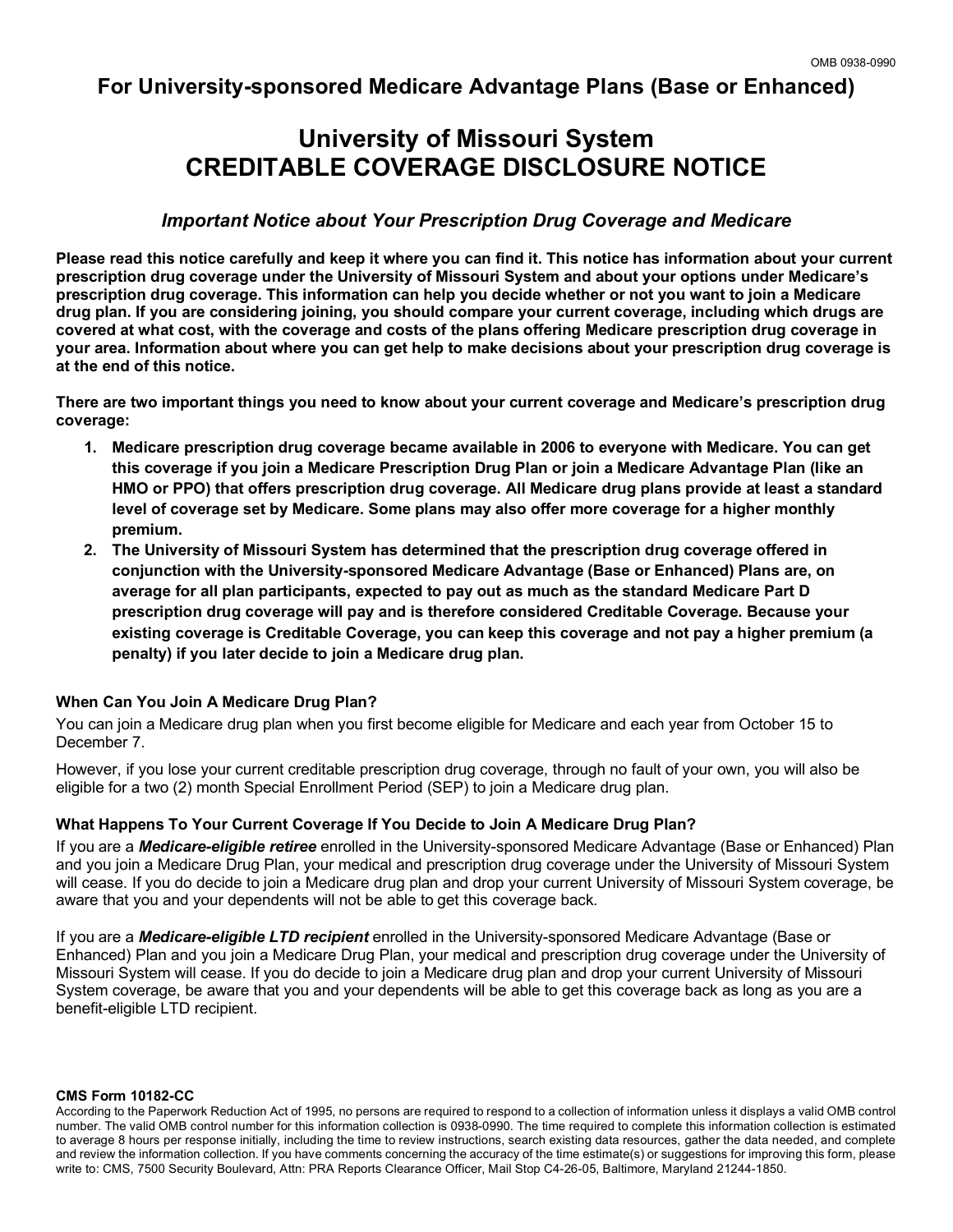OMB 0938-0990

## For University-sponsored Medicare Advantage Plans (Base or Enhanced)

# University of Missouri System
# CREDITABLE COVERAGE DISCLOSURE NOTICE

### *Important Notice about Your Prescription Drug Coverage and Medicare*

**Please read this notice carefully and keep it where you can find it. This notice has information about your current prescription drug coverage under the University of Missouri System and about your options under Medicare's prescription drug coverage. This information can help you decide whether or not you want to join a Medicare drug plan. If you are considering joining, you should compare your current coverage, including which drugs are covered at what cost, with the coverage and costs of the plans offering Medicare prescription drug coverage in your area. Information about where you can get help to make decisions about your prescription drug coverage is at the end of this notice.**

**There are two important things you need to know about your current coverage and Medicare's prescription drug coverage:**

1. **Medicare prescription drug coverage became available in 2006 to everyone with Medicare. You can get this coverage if you join a Medicare Prescription Drug Plan or join a Medicare Advantage Plan (like an HMO or PPO) that offers prescription drug coverage. All Medicare drug plans provide at least a standard level of coverage set by Medicare. Some plans may also offer more coverage for a higher monthly premium.**
2. **The University of Missouri System has determined that the prescription drug coverage offered in conjunction with the University-sponsored Medicare Advantage (Base or Enhanced) Plans are, on average for all plan participants, expected to pay out as much as the standard Medicare Part D prescription drug coverage will pay and is therefore considered Creditable Coverage. Because your existing coverage is Creditable Coverage, you can keep this coverage and not pay a higher premium (a penalty) if you later decide to join a Medicare drug plan.**

### When Can You Join A Medicare Drug Plan?

You can join a Medicare drug plan when you first become eligible for Medicare and each year from October 15 to December 7.

However, if you lose your current creditable prescription drug coverage, through no fault of your own, you will also be eligible for a two (2) month Special Enrollment Period (SEP) to join a Medicare drug plan.

### What Happens To Your Current Coverage If You Decide to Join A Medicare Drug Plan?

If you are a ***Medicare-eligible retiree*** enrolled in the University-sponsored Medicare Advantage (Base or Enhanced) Plan and you join a Medicare Drug Plan, your medical and prescription drug coverage under the University of Missouri System will cease. If you do decide to join a Medicare drug plan and drop your current University of Missouri System coverage, be aware that you and your dependents will not be able to get this coverage back.

If you are a ***Medicare-eligible LTD recipient*** enrolled in the University-sponsored Medicare Advantage (Base or Enhanced) Plan and you join a Medicare Drug Plan, your medical and prescription drug coverage under the University of Missouri System will cease. If you do decide to join a Medicare drug plan and drop your current University of Missouri System coverage, be aware that you and your dependents will be able to get this coverage back as long as you are a benefit-eligible LTD recipient.

**CMS Form 10182-CC**

According to the Paperwork Reduction Act of 1995, no persons are required to respond to a collection of information unless it displays a valid OMB control number. The valid OMB control number for this information collection is 0938-0990. The time required to complete this information collection is estimated to average 8 hours per response initially, including the time to review instructions, search existing data resources, gather the data needed, and complete and review the information collection. If you have comments concerning the accuracy of the time estimate(s) or suggestions for improving this form, please write to: CMS, 7500 Security Boulevard, Attn: PRA Reports Clearance Officer, Mail Stop C4-26-05, Baltimore, Maryland 21244-1850.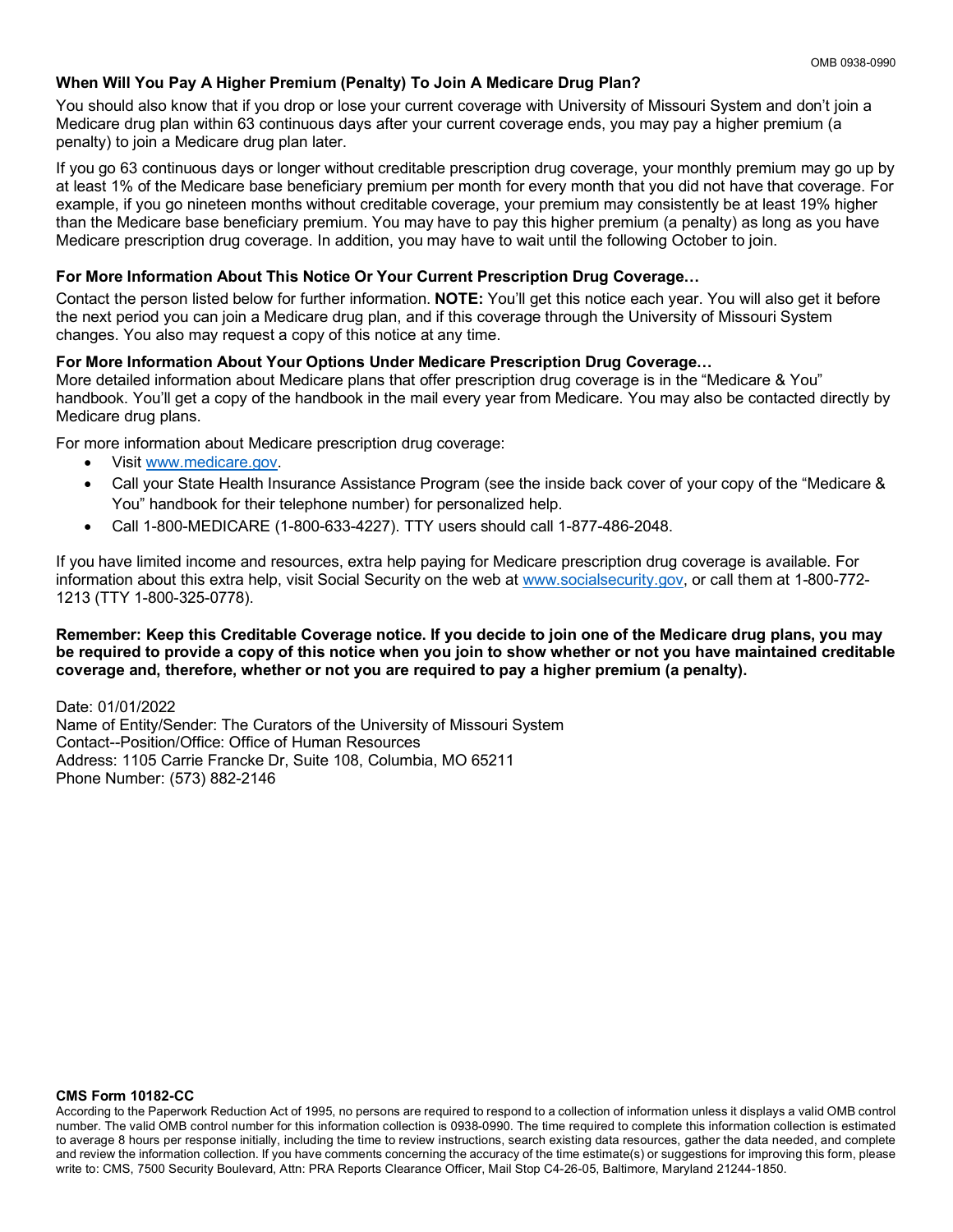OMB 0938-0990

### When Will You Pay A Higher Premium (Penalty) To Join A Medicare Drug Plan?

You should also know that if you drop or lose your current coverage with University of Missouri System and don't join a Medicare drug plan within 63 continuous days after your current coverage ends, you may pay a higher premium (a penalty) to join a Medicare drug plan later.

If you go 63 continuous days or longer without creditable prescription drug coverage, your monthly premium may go up by at least 1% of the Medicare base beneficiary premium per month for every month that you did not have that coverage. For example, if you go nineteen months without creditable coverage, your premium may consistently be at least 19% higher than the Medicare base beneficiary premium. You may have to pay this higher premium (a penalty) as long as you have Medicare prescription drug coverage. In addition, you may have to wait until the following October to join.

### For More Information About This Notice Or Your Current Prescription Drug Coverage…

Contact the person listed below for further information. **NOTE:** You'll get this notice each year. You will also get it before the next period you can join a Medicare drug plan, and if this coverage through the University of Missouri System changes. You also may request a copy of this notice at any time.

### For More Information About Your Options Under Medicare Prescription Drug Coverage…

More detailed information about Medicare plans that offer prescription drug coverage is in the "Medicare & You" handbook. You'll get a copy of the handbook in the mail every year from Medicare. You may also be contacted directly by Medicare drug plans.

For more information about Medicare prescription drug coverage:

- Visit www.medicare.gov.
- Call your State Health Insurance Assistance Program (see the inside back cover of your copy of the "Medicare & You" handbook for their telephone number) for personalized help.
- Call 1-800-MEDICARE (1-800-633-4227). TTY users should call 1-877-486-2048.

If you have limited income and resources, extra help paying for Medicare prescription drug coverage is available. For information about this extra help, visit Social Security on the web at www.socialsecurity.gov, or call them at 1-800-772-1213 (TTY 1-800-325-0778).

**Remember: Keep this Creditable Coverage notice. If you decide to join one of the Medicare drug plans, you may be required to provide a copy of this notice when you join to show whether or not you have maintained creditable coverage and, therefore, whether or not you are required to pay a higher premium (a penalty).**

Date: 01/01/2022
Name of Entity/Sender: The Curators of the University of Missouri System
Contact--Position/Office: Office of Human Resources
Address: 1105 Carrie Francke Dr, Suite 108, Columbia, MO 65211
Phone Number: (573) 882-2146

**CMS Form 10182-CC**

According to the Paperwork Reduction Act of 1995, no persons are required to respond to a collection of information unless it displays a valid OMB control number. The valid OMB control number for this information collection is 0938-0990. The time required to complete this information collection is estimated to average 8 hours per response initially, including the time to review instructions, search existing data resources, gather the data needed, and complete and review the information collection. If you have comments concerning the accuracy of the time estimate(s) or suggestions for improving this form, please write to: CMS, 7500 Security Boulevard, Attn: PRA Reports Clearance Officer, Mail Stop C4-26-05, Baltimore, Maryland 21244-1850.